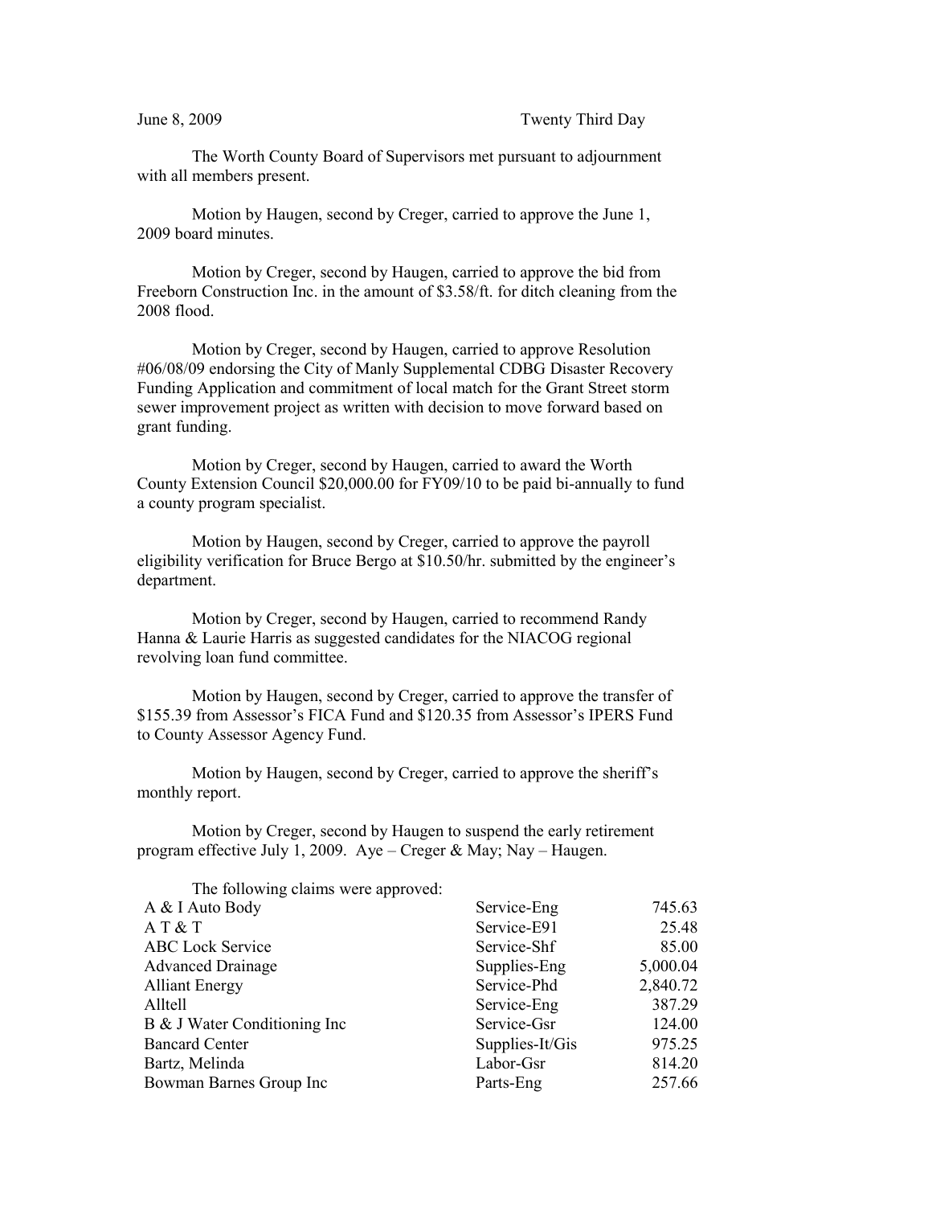June 8, 2009 Twenty Third Day

The Worth County Board of Supervisors met pursuant to adjournment with all members present.

Motion by Haugen, second by Creger, carried to approve the June 1, 2009 board minutes.

Motion by Creger, second by Haugen, carried to approve the bid from Freeborn Construction Inc. in the amount of $3.58/ft. for ditch cleaning from the 2008 flood.

Motion by Creger, second by Haugen, carried to approve Resolution #06/08/09 endorsing the City of Manly Supplemental CDBG Disaster Recovery Funding Application and commitment of local match for the Grant Street storm sewer improvement project as written with decision to move forward based on grant funding.

Motion by Creger, second by Haugen, carried to award the Worth County Extension Council $20,000.00 for FY09/10 to be paid bi-annually to fund a county program specialist.

Motion by Haugen, second by Creger, carried to approve the payroll eligibility verification for Bruce Bergo at $10.50/hr. submitted by the engineer's department.

Motion by Creger, second by Haugen, carried to recommend Randy Hanna & Laurie Harris as suggested candidates for the NIACOG regional revolving loan fund committee.

Motion by Haugen, second by Creger, carried to approve the transfer of $155.39 from Assessor's FICA Fund and $120.35 from Assessor's IPERS Fund to County Assessor Agency Fund.

Motion by Haugen, second by Creger, carried to approve the sheriff's monthly report.

Motion by Creger, second by Haugen to suspend the early retirement program effective July 1, 2009. Aye – Creger & May; Nay – Haugen.

The following claims were approved:

| | | |
|---|---|---|
| A & I Auto Body | Service-Eng | 745.63 |
| A T & T | Service-E91 | 25.48 |
| ABC Lock Service | Service-Shf | 85.00 |
| Advanced Drainage | Supplies-Eng | 5,000.04 |
| Alliant Energy | Service-Phd | 2,840.72 |
| Alltell | Service-Eng | 387.29 |
| B & J Water Conditioning Inc | Service-Gsr | 124.00 |
| Bancard Center | Supplies-It/Gis | 975.25 |
| Bartz, Melinda | Labor-Gsr | 814.20 |
| Bowman Barnes Group Inc | Parts-Eng | 257.66 |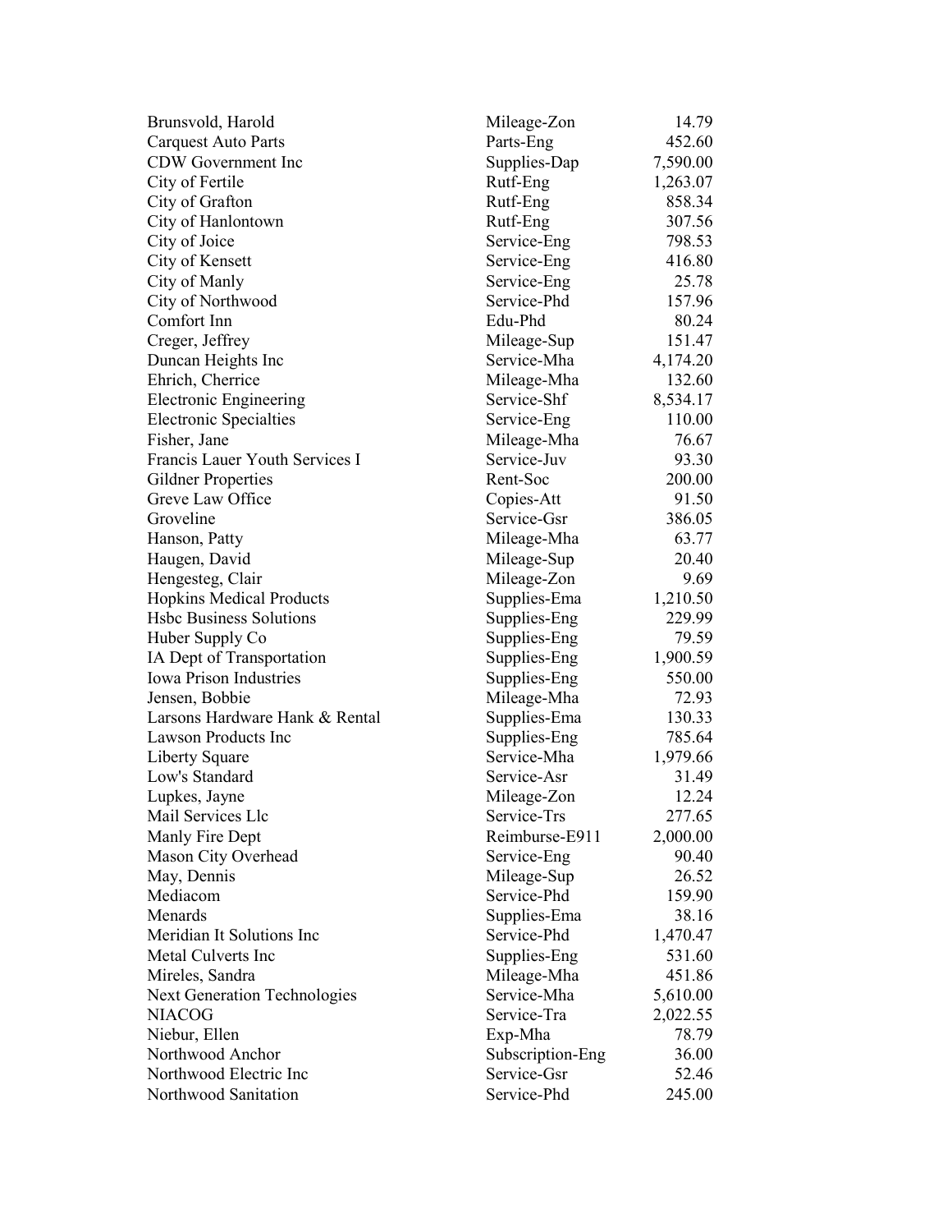| | | |
|---|---|---|
| Brunsvold, Harold | Mileage-Zon | 14.79 |
| Carquest Auto Parts | Parts-Eng | 452.60 |
| CDW Government Inc | Supplies-Dap | 7,590.00 |
| City of Fertile | Rutf-Eng | 1,263.07 |
| City of Grafton | Rutf-Eng | 858.34 |
| City of Hanlontown | Rutf-Eng | 307.56 |
| City of Joice | Service-Eng | 798.53 |
| City of Kensett | Service-Eng | 416.80 |
| City of Manly | Service-Eng | 25.78 |
| City of Northwood | Service-Phd | 157.96 |
| Comfort Inn | Edu-Phd | 80.24 |
| Creger, Jeffrey | Mileage-Sup | 151.47 |
| Duncan Heights Inc | Service-Mha | 4,174.20 |
| Ehrich, Cherrice | Mileage-Mha | 132.60 |
| Electronic Engineering | Service-Shf | 8,534.17 |
| Electronic Specialties | Service-Eng | 110.00 |
| Fisher, Jane | Mileage-Mha | 76.67 |
| Francis Lauer Youth Services I | Service-Juv | 93.30 |
| Gildner Properties | Rent-Soc | 200.00 |
| Greve Law Office | Copies-Att | 91.50 |
| Groveline | Service-Gsr | 386.05 |
| Hanson, Patty | Mileage-Mha | 63.77 |
| Haugen, David | Mileage-Sup | 20.40 |
| Hengesteg, Clair | Mileage-Zon | 9.69 |
| Hopkins Medical Products | Supplies-Ema | 1,210.50 |
| Hsbc Business Solutions | Supplies-Eng | 229.99 |
| Huber Supply Co | Supplies-Eng | 79.59 |
| IA Dept of Transportation | Supplies-Eng | 1,900.59 |
| Iowa Prison Industries | Supplies-Eng | 550.00 |
| Jensen, Bobbie | Mileage-Mha | 72.93 |
| Larsons Hardware Hank & Rental | Supplies-Ema | 130.33 |
| Lawson Products Inc | Supplies-Eng | 785.64 |
| Liberty Square | Service-Mha | 1,979.66 |
| Low's Standard | Service-Asr | 31.49 |
| Lupkes, Jayne | Mileage-Zon | 12.24 |
| Mail Services Llc | Service-Trs | 277.65 |
| Manly Fire Dept | Reimburse-E911 | 2,000.00 |
| Mason City Overhead | Service-Eng | 90.40 |
| May, Dennis | Mileage-Sup | 26.52 |
| Mediacom | Service-Phd | 159.90 |
| Menards | Supplies-Ema | 38.16 |
| Meridian It Solutions Inc | Service-Phd | 1,470.47 |
| Metal Culverts Inc | Supplies-Eng | 531.60 |
| Mireles, Sandra | Mileage-Mha | 451.86 |
| Next Generation Technologies | Service-Mha | 5,610.00 |
| NIACOG | Service-Tra | 2,022.55 |
| Niebur, Ellen | Exp-Mha | 78.79 |
| Northwood Anchor | Subscription-Eng | 36.00 |
| Northwood Electric Inc | Service-Gsr | 52.46 |
| Northwood Sanitation | Service-Phd | 245.00 |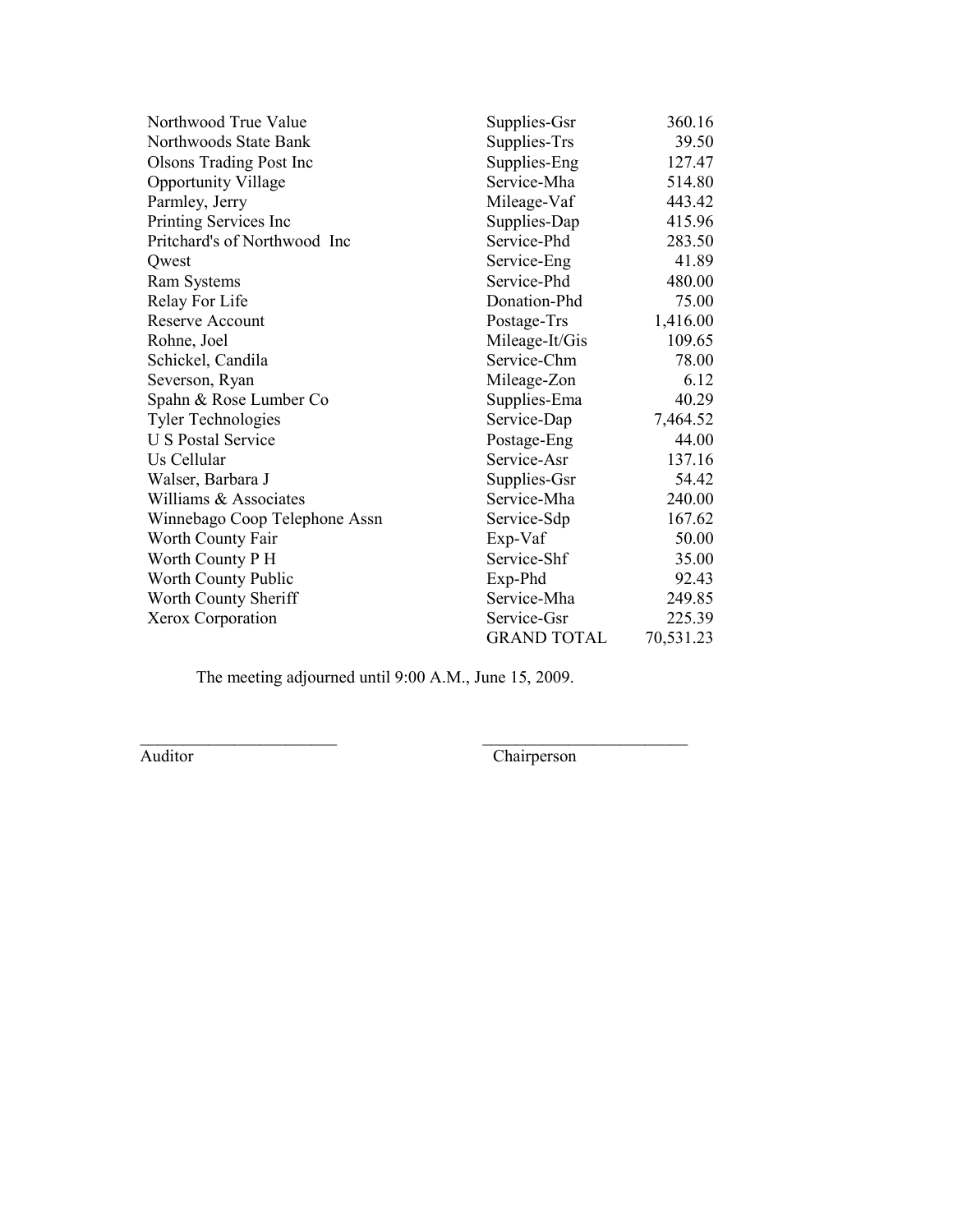| | | |
|---|---|---|
| Northwood True Value | Supplies-Gsr | 360.16 |
| Northwoods State Bank | Supplies-Trs | 39.50 |
| Olsons Trading Post Inc | Supplies-Eng | 127.47 |
| Opportunity Village | Service-Mha | 514.80 |
| Parmley, Jerry | Mileage-Vaf | 443.42 |
| Printing Services Inc | Supplies-Dap | 415.96 |
| Pritchard's of Northwood Inc | Service-Phd | 283.50 |
| Qwest | Service-Eng | 41.89 |
| Ram Systems | Service-Phd | 480.00 |
| Relay For Life | Donation-Phd | 75.00 |
| Reserve Account | Postage-Trs | 1,416.00 |
| Rohne, Joel | Mileage-It/Gis | 109.65 |
| Schickel, Candila | Service-Chm | 78.00 |
| Severson, Ryan | Mileage-Zon | 6.12 |
| Spahn & Rose Lumber Co | Supplies-Ema | 40.29 |
| Tyler Technologies | Service-Dap | 7,464.52 |
| U S Postal Service | Postage-Eng | 44.00 |
| Us Cellular | Service-Asr | 137.16 |
| Walser, Barbara J | Supplies-Gsr | 54.42 |
| Williams & Associates | Service-Mha | 240.00 |
| Winnebago Coop Telephone Assn | Service-Sdp | 167.62 |
| Worth County Fair | Exp-Vaf | 50.00 |
| Worth County P H | Service-Shf | 35.00 |
| Worth County Public | Exp-Phd | 92.43 |
| Worth County Sheriff | Service-Mha | 249.85 |
| Xerox Corporation | Service-Gsr | 225.39 |
| | GRAND TOTAL | 70,531.23 |

The meeting adjourned until 9:00 A.M., June 15, 2009.

\_\_\_\_\_\_\_\_\_\_\_\_\_\_\_\_\_\_\_\_\_\_\_\_ \_\_\_\_\_\_\_\_\_\_\_\_\_\_\_\_\_\_\_\_\_\_\_\_

Auditor Chairperson